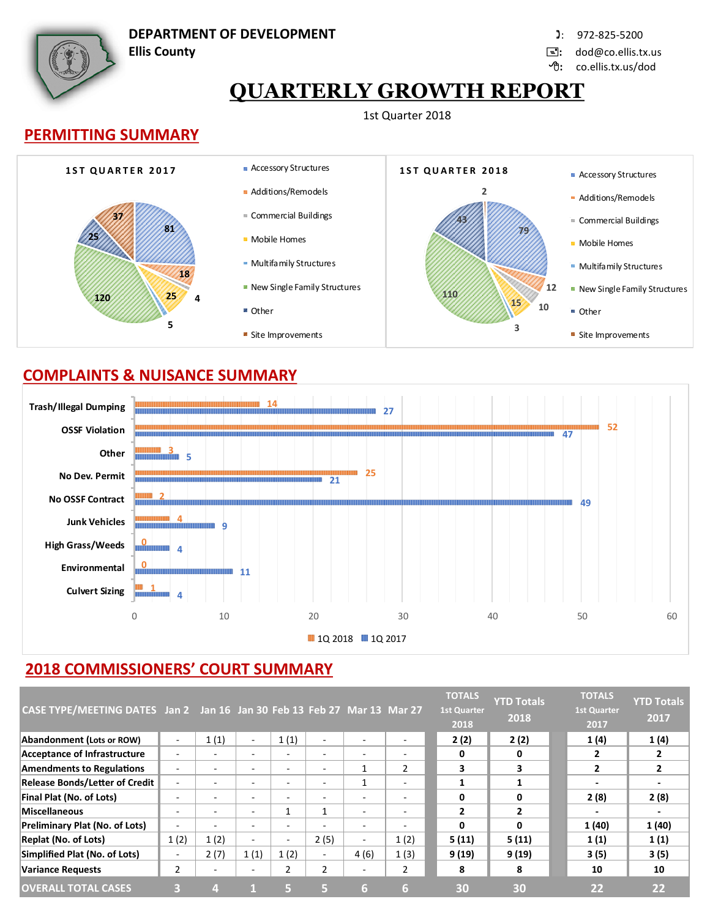**DEPARTMENT OF DEVELOPMENT**
**Ellis County**

972-825-5200
dod@co.ellis.tx.us
co.ellis.tx.us/dod

# QUARTERLY GROWTH REPORT

1st Quarter 2018

## PERMITTING SUMMARY

| Category | 1st Quarter 2017 | 1st Quarter 2018 |
|---|---|---|
| Accessory Structures | 81 | 79 |
| Additions/Remodels | 18 | 12 |
| Commercial Buildings | 4 | 10 |
| Mobile Homes | 25 | 15 |
| Multifamily Structures | 5 | 3 |
| New Single Family Structures | 120 | 110 |
| Other | 25 | 43 |
| Site Improvements | 37 | 2 |

## COMPLAINTS & NUISANCE SUMMARY

| Complaint Type | 1Q 2018 | 1Q 2017 |
|---|---|---|
| Trash/Illegal Dumping | 14 | 27 |
| OSSF Violation | 52 | 47 |
| Other | 3 | 5 |
| No Dev. Permit | 25 | 21 |
| No OSSF Contract | 2 | 49 |
| Junk Vehicles | 4 | 9 |
| High Grass/Weeds | 0 | 4 |
| Environmental | 0 | 11 |
| Culvert Sizing | 1 | 4 |

## 2018 COMMISSIONERS' COURT SUMMARY

| CASE TYPE/MEETING DATES | Jan 2 | Jan 16 | Jan 30 | Feb 13 | Feb 27 | Mar 13 | Mar 27 | TOTALS 1st Quarter 2018 | YTD Totals 2018 | TOTALS 1st Quarter 2017 | YTD Totals 2017 |
|---|---|---|---|---|---|---|---|---|---|---|---|
| Abandonment (Lots or ROW) | - | 1 (1) | - | 1 (1) | - | - | - | 2 (2) | 2 (2) | 1 (4) | 1 (4) |
| Acceptance of Infrastructure | - | - | - | - | - | - | - | 0 | 0 | 2 | 2 |
| Amendments to Regulations | - | - | - | - | - | 1 | 2 | 3 | 3 | 2 | 2 |
| Release Bonds/Letter of Credit | - | - | - | - | - | 1 | - | 1 | 1 | - | - |
| Final Plat (No. of Lots) | - | - | - | - | - | - | - | 0 | 0 | 2 (8) | 2 (8) |
| Miscellaneous | - | - | - | 1 | 1 | - | - | 2 | 2 | - | - |
| Preliminary Plat (No. of Lots) | - | - | - | - | - | - | - | 0 | 0 | 1 (40) | 1 (40) |
| Replat (No. of Lots) | 1 (2) | 1 (2) | - | - | 2 (5) | - | 1 (2) | 5 (11) | 5 (11) | 1 (1) | 1 (1) |
| Simplified Plat (No. of Lots) | - | 2 (7) | 1 (1) | 1 (2) | - | 4 (6) | 1 (3) | 9 (19) | 9 (19) | 3 (5) | 3 (5) |
| Variance Requests | 2 | - | - | 2 | 2 | - | 2 | 8 | 8 | 10 | 10 |
| OVERALL TOTAL CASES | 3 | 4 | 1 | 5 | 5 | 6 | 6 | 30 | 30 | 22 | 22 |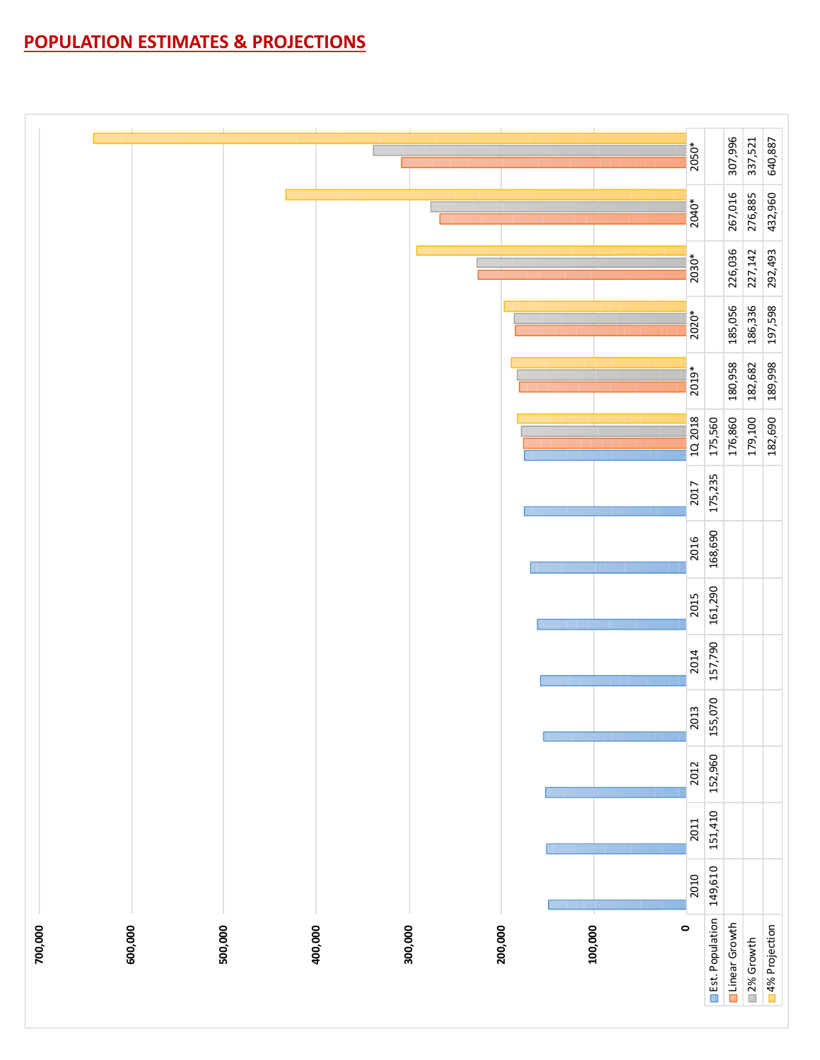# POPULATION ESTIMATES & PROJECTIONS

| | 2010 | 2011 | 2012 | 2013 | 2014 | 2015 | 2016 | 2017 | 1Q 2018 | 2019* | 2020* | 2030* | 2040* | 2050* |
|---|---|---|---|---|---|---|---|---|---|---|---|---|---|---|
| Est. Population | 149,610 | 151,410 | 152,960 | 155,070 | 157,790 | 161,290 | 168,690 | 175,235 | 175,560 | | | | | |
| Linear Growth | | | | | | | | | 176,860 | 180,958 | 185,056 | 226,036 | 267,016 | 307,996 |
| 2% Growth | | | | | | | | | 179,100 | 182,682 | 186,336 | 227,142 | 276,885 | 337,521 |
| 4% Projection | | | | | | | | | 182,690 | 189,998 | 197,598 | 292,493 | 432,960 | 640,887 |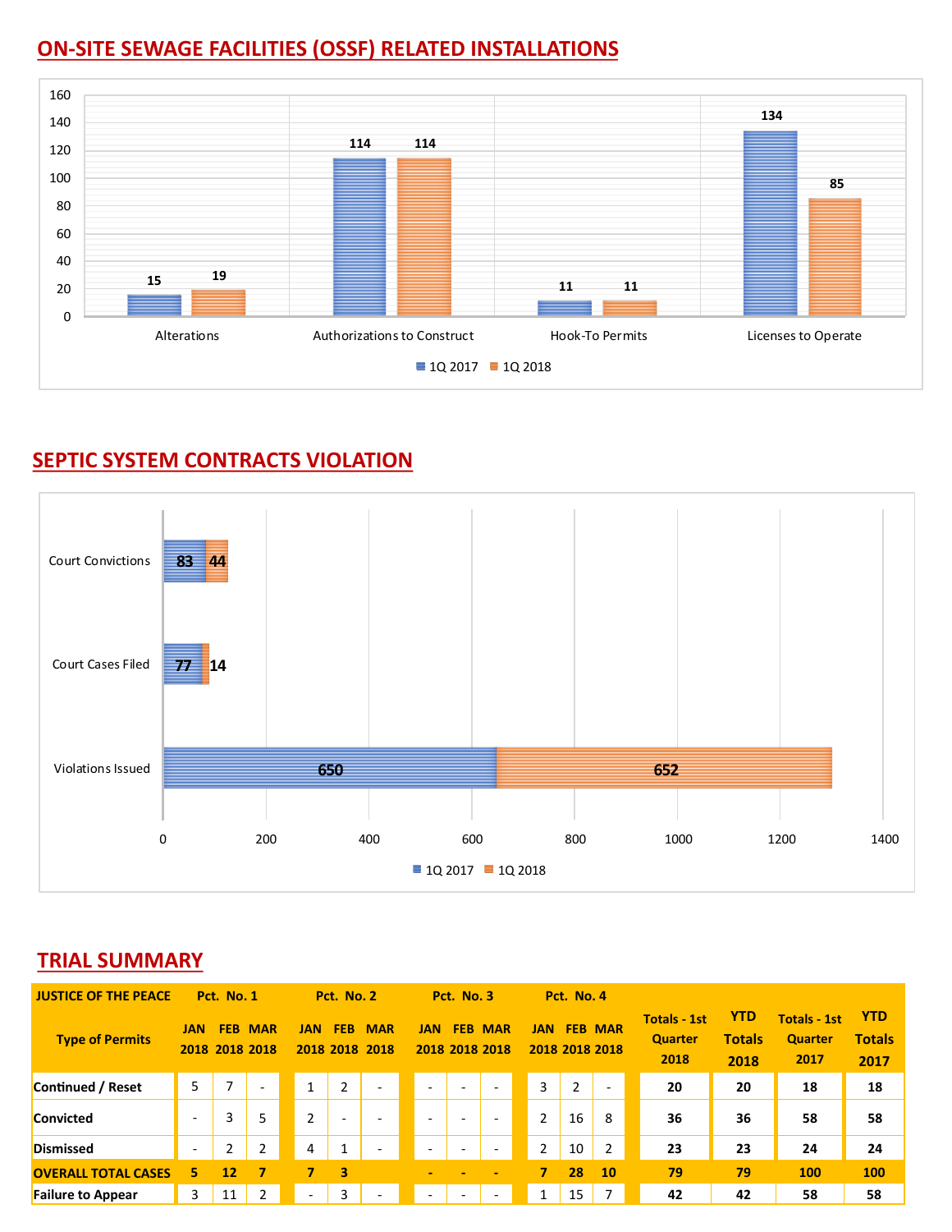## ON-SITE SEWAGE FACILITIES (OSSF) RELATED INSTALLATIONS

160
140
120
100
80
60
40
20
0

15 19
Alterations

114 114
Authorizations to Construct

11 11
Hook-To Permits

134 85
Licenses to Operate

1Q 2017 1Q 2018

## SEPTIC SYSTEM CONTRACTS VIOLATION

Court Convictions 83 44

Court Cases Filed 77 14

Violations Issued 650 652

0 200 400 600 800 1000 1200 1400

1Q 2017 1Q 2018

## TRIAL SUMMARY

| JUSTICE OF THE PEACE | Pct. No. 1 | | | Pct. No. 2 | | | Pct. No. 3 | | | Pct. No. 4 | | | | | | |
|---|---|---|---|---|---|---|---|---|---|---|---|---|---|---|---|---|
| Type of Permits | JAN 2018 | FEB 2018 | MAR 2018 | JAN 2018 | FEB 2018 | MAR 2018 | JAN 2018 | FEB 2018 | MAR 2018 | JAN 2018 | FEB 2018 | MAR 2018 | Totals - 1st Quarter 2018 | YTD Totals 2018 | Totals - 1st Quarter 2017 | YTD Totals 2017 |
| Continued / Reset | 5 | 7 | - | 1 | 2 | - | - | - | - | 3 | 2 | - | 20 | 20 | 18 | 18 |
| Convicted | - | 3 | 5 | 2 | - | - | - | - | - | 2 | 16 | 8 | 36 | 36 | 58 | 58 |
| Dismissed | - | 2 | 2 | 4 | 1 | - | - | - | - | 2 | 10 | 2 | 23 | 23 | 24 | 24 |
| OVERALL TOTAL CASES | 5 | 12 | 7 | 7 | 3 | | - | - | - | 7 | 28 | 10 | 79 | 79 | 100 | 100 |
| Failure to Appear | 3 | 11 | 2 | - | 3 | - | - | - | - | 1 | 15 | 7 | 42 | 42 | 58 | 58 |